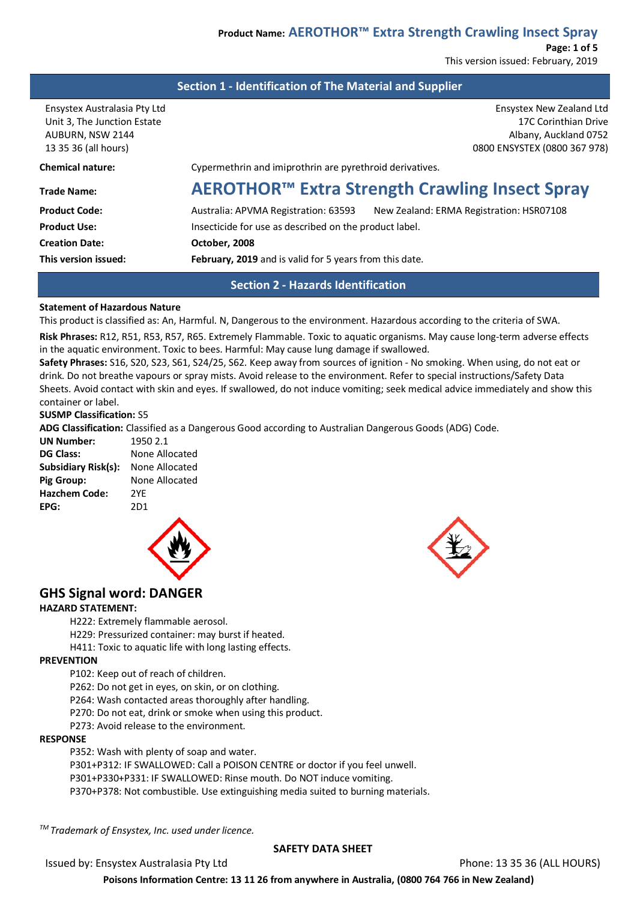## Section 1 - Identification of The Material and Supplier

Ensystex Australasia Pty Ltd
Unit 3, The Junction Estate
AUBURN, NSW 2144
13 35 36 (all hours)

Ensystex New Zealand Ltd
17C Corinthian Drive
Albany, Auckland 0752
0800 ENSYSTEX (0800 367 978)

| | |
|---|---|
| **Chemical nature:** | Cypermethrin and imiprothrin are pyrethroid derivatives. |
| **Trade Name:** | **AEROTHOR™ Extra Strength Crawling Insect Spray** |
| **Product Code:** | Australia: APVMA Registration: 63593 New Zealand: ERMA Registration: HSR07108 |
| **Product Use:** | Insecticide for use as described on the product label. |
| **Creation Date:** | **October, 2008** |
| **This version issued:** | **February, 2019** and is valid for 5 years from this date. |

## Section 2 - Hazards Identification

**Statement of Hazardous Nature**

This product is classified as: An, Harmful. N, Dangerous to the environment. Hazardous according to the criteria of SWA.

**Risk Phrases:** R12, R51, R53, R57, R65. Extremely Flammable. Toxic to aquatic organisms. May cause long-term adverse effects in the aquatic environment. Toxic to bees. Harmful: May cause lung damage if swallowed.

**Safety Phrases:** S16, S20, S23, S61, S24/25, S62. Keep away from sources of ignition - No smoking. When using, do not eat or drink. Do not breathe vapours or spray mists. Avoid release to the environment. Refer to special instructions/Safety Data Sheets. Avoid contact with skin and eyes. If swallowed, do not induce vomiting; seek medical advice immediately and show this container or label.

**SUSMP Classification:** S5

**ADG Classification:** Classified as a Dangerous Good according to Australian Dangerous Goods (ADG) Code.

| | |
|---|---|
| **UN Number:** | 1950 2.1 |
| **DG Class:** | None Allocated |
| **Subsidiary Risk(s):** | None Allocated |
| **Pig Group:** | None Allocated |
| **Hazchem Code:** | 2YE |
| **EPG:** | 2D1 |

### GHS Signal word: DANGER

**HAZARD STATEMENT:**

H222: Extremely flammable aerosol.
H229: Pressurized container: may burst if heated.
H411: Toxic to aquatic life with long lasting effects.

**PREVENTION**

P102: Keep out of reach of children.
P262: Do not get in eyes, on skin, or on clothing.
P264: Wash contacted areas thoroughly after handling.
P270: Do not eat, drink or smoke when using this product.
P273: Avoid release to the environment.

**RESPONSE**

P352: Wash with plenty of soap and water.
P301+P312: IF SWALLOWED: Call a POISON CENTRE or doctor if you feel unwell.
P301+P330+P331: IF SWALLOWED: Rinse mouth. Do NOT induce vomiting.
P370+P378: Not combustible. Use extinguishing media suited to burning materials.

*TM Trademark of Ensystex, Inc. used under licence.*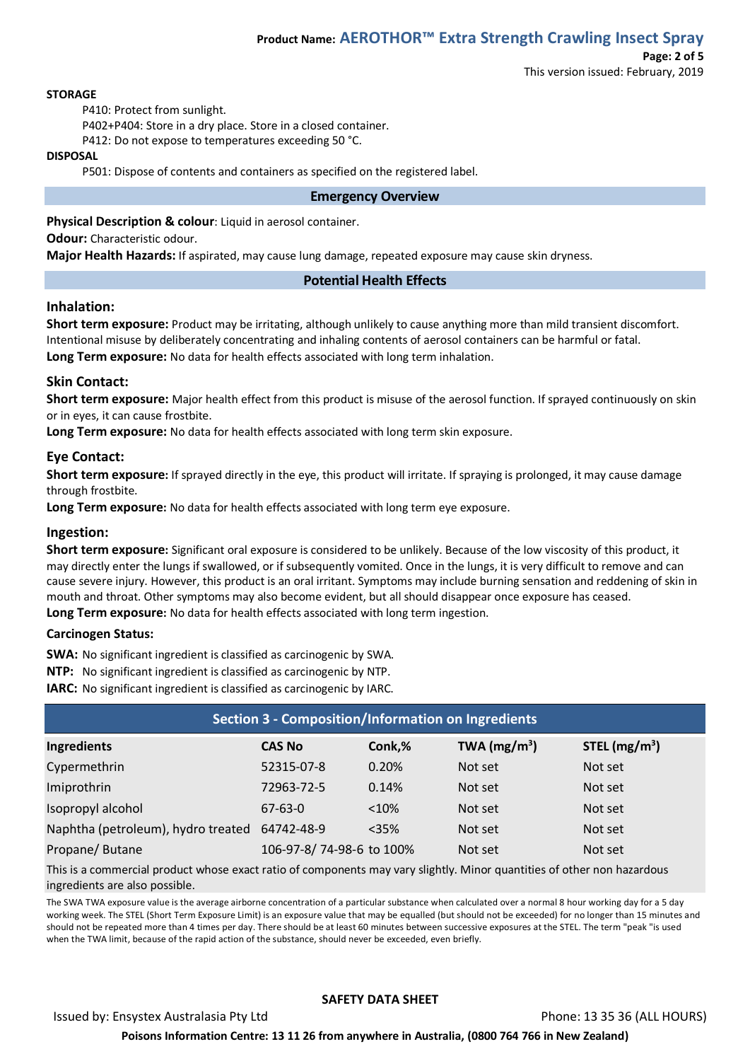**STORAGE**

P410: Protect from sunlight.

P402+P404: Store in a dry place. Store in a closed container.

P412: Do not expose to temperatures exceeding 50 °C.

**DISPOSAL**

P501: Dispose of contents and containers as specified on the registered label.

## Emergency Overview

**Physical Description & colour**: Liquid in aerosol container.

**Odour:** Characteristic odour.

**Major Health Hazards:** If aspirated, may cause lung damage, repeated exposure may cause skin dryness.

## Potential Health Effects

### Inhalation:

**Short term exposure:** Product may be irritating, although unlikely to cause anything more than mild transient discomfort. Intentional misuse by deliberately concentrating and inhaling contents of aerosol containers can be harmful or fatal.

**Long Term exposure:** No data for health effects associated with long term inhalation.

### Skin Contact:

**Short term exposure:** Major health effect from this product is misuse of the aerosol function. If sprayed continuously on skin or in eyes, it can cause frostbite.

**Long Term exposure:** No data for health effects associated with long term skin exposure.

### Eye Contact:

**Short term exposure:** If sprayed directly in the eye, this product will irritate. If spraying is prolonged, it may cause damage through frostbite.

**Long Term exposure:** No data for health effects associated with long term eye exposure.

### Ingestion:

**Short term exposure:** Significant oral exposure is considered to be unlikely. Because of the low viscosity of this product, it may directly enter the lungs if swallowed, or if subsequently vomited. Once in the lungs, it is very difficult to remove and can cause severe injury. However, this product is an oral irritant. Symptoms may include burning sensation and reddening of skin in mouth and throat. Other symptoms may also become evident, but all should disappear once exposure has ceased.

**Long Term exposure:** No data for health effects associated with long term ingestion.

**Carcinogen Status:**

**SWA:** No significant ingredient is classified as carcinogenic by SWA.

**NTP:** No significant ingredient is classified as carcinogenic by NTP.

**IARC:** No significant ingredient is classified as carcinogenic by IARC.

## Section 3 - Composition/Information on Ingredients

| Ingredients | CAS No | Conk,% | TWA ($mg/m^3$) | STEL ($mg/m^3$) |
|---|---|---|---|---|
| Cypermethrin | 52315-07-8 | 0.20% | Not set | Not set |
| Imiprothrin | 72963-72-5 | 0.14% | Not set | Not set |
| Isopropyl alcohol | 67-63-0 | <10% | Not set | Not set |
| Naphtha (petroleum), hydro treated | 64742-48-9 | <35% | Not set | Not set |
| Propane/ Butane | 106-97-8/ 74-98-6 | to 100% | Not set | Not set |

This is a commercial product whose exact ratio of components may vary slightly. Minor quantities of other non hazardous ingredients are also possible.

The SWA TWA exposure value is the average airborne concentration of a particular substance when calculated over a normal 8 hour working day for a 5 day working week. The STEL (Short Term Exposure Limit) is an exposure value that may be equalled (but should not be exceeded) for no longer than 15 minutes and should not be repeated more than 4 times per day. There should be at least 60 minutes between successive exposures at the STEL. The term "peak "is used when the TWA limit, because of the rapid action of the substance, should never be exceeded, even briefly.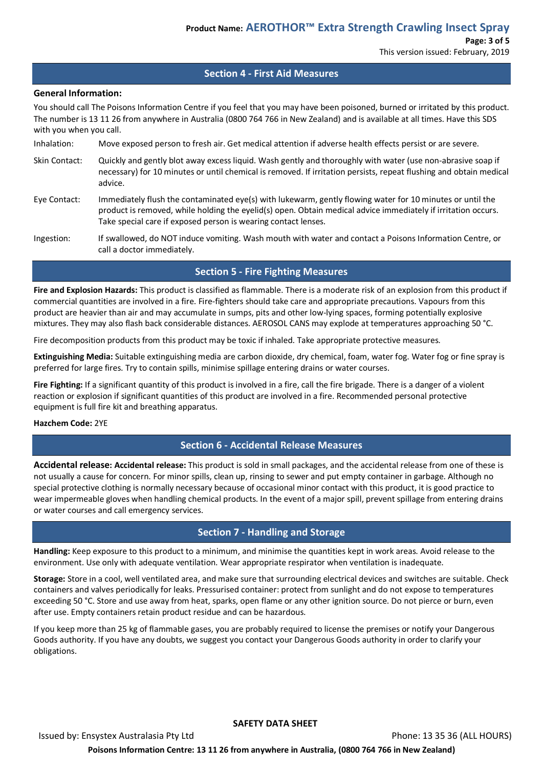## Section 4 - First Aid Measures

**General Information:**

You should call The Poisons Information Centre if you feel that you may have been poisoned, burned or irritated by this product. The number is 13 11 26 from anywhere in Australia (0800 764 766 in New Zealand) and is available at all times. Have this SDS with you when you call.

| | |
|---|---|
| Inhalation: | Move exposed person to fresh air. Get medical attention if adverse health effects persist or are severe. |
| Skin Contact: | Quickly and gently blot away excess liquid. Wash gently and thoroughly with water (use non-abrasive soap if necessary) for 10 minutes or until chemical is removed. If irritation persists, repeat flushing and obtain medical advice. |
| Eye Contact: | Immediately flush the contaminated eye(s) with lukewarm, gently flowing water for 10 minutes or until the product is removed, while holding the eyelid(s) open. Obtain medical advice immediately if irritation occurs. Take special care if exposed person is wearing contact lenses. |
| Ingestion: | If swallowed, do NOT induce vomiting. Wash mouth with water and contact a Poisons Information Centre, or call a doctor immediately. |

## Section 5 - Fire Fighting Measures

**Fire and Explosion Hazards:** This product is classified as flammable. There is a moderate risk of an explosion from this product if commercial quantities are involved in a fire. Fire-fighters should take care and appropriate precautions. Vapours from this product are heavier than air and may accumulate in sumps, pits and other low-lying spaces, forming potentially explosive mixtures. They may also flash back considerable distances. AEROSOL CANS may explode at temperatures approaching 50 °C.

Fire decomposition products from this product may be toxic if inhaled. Take appropriate protective measures.

**Extinguishing Media:** Suitable extinguishing media are carbon dioxide, dry chemical, foam, water fog. Water fog or fine spray is preferred for large fires. Try to contain spills, minimise spillage entering drains or water courses.

**Fire Fighting:** If a significant quantity of this product is involved in a fire, call the fire brigade. There is a danger of a violent reaction or explosion if significant quantities of this product are involved in a fire. Recommended personal protective equipment is full fire kit and breathing apparatus.

**Hazchem Code:** 2YE

## Section 6 - Accidental Release Measures

**Accidental release: Accidental release:** This product is sold in small packages, and the accidental release from one of these is not usually a cause for concern. For minor spills, clean up, rinsing to sewer and put empty container in garbage. Although no special protective clothing is normally necessary because of occasional minor contact with this product, it is good practice to wear impermeable gloves when handling chemical products. In the event of a major spill, prevent spillage from entering drains or water courses and call emergency services.

## Section 7 - Handling and Storage

**Handling:** Keep exposure to this product to a minimum, and minimise the quantities kept in work areas. Avoid release to the environment. Use only with adequate ventilation. Wear appropriate respirator when ventilation is inadequate.

**Storage:** Store in a cool, well ventilated area, and make sure that surrounding electrical devices and switches are suitable. Check containers and valves periodically for leaks. Pressurised container: protect from sunlight and do not expose to temperatures exceeding 50 °C. Store and use away from heat, sparks, open flame or any other ignition source. Do not pierce or burn, even after use. Empty containers retain product residue and can be hazardous.

If you keep more than 25 kg of flammable gases, you are probably required to license the premises or notify your Dangerous Goods authority. If you have any doubts, we suggest you contact your Dangerous Goods authority in order to clarify your obligations.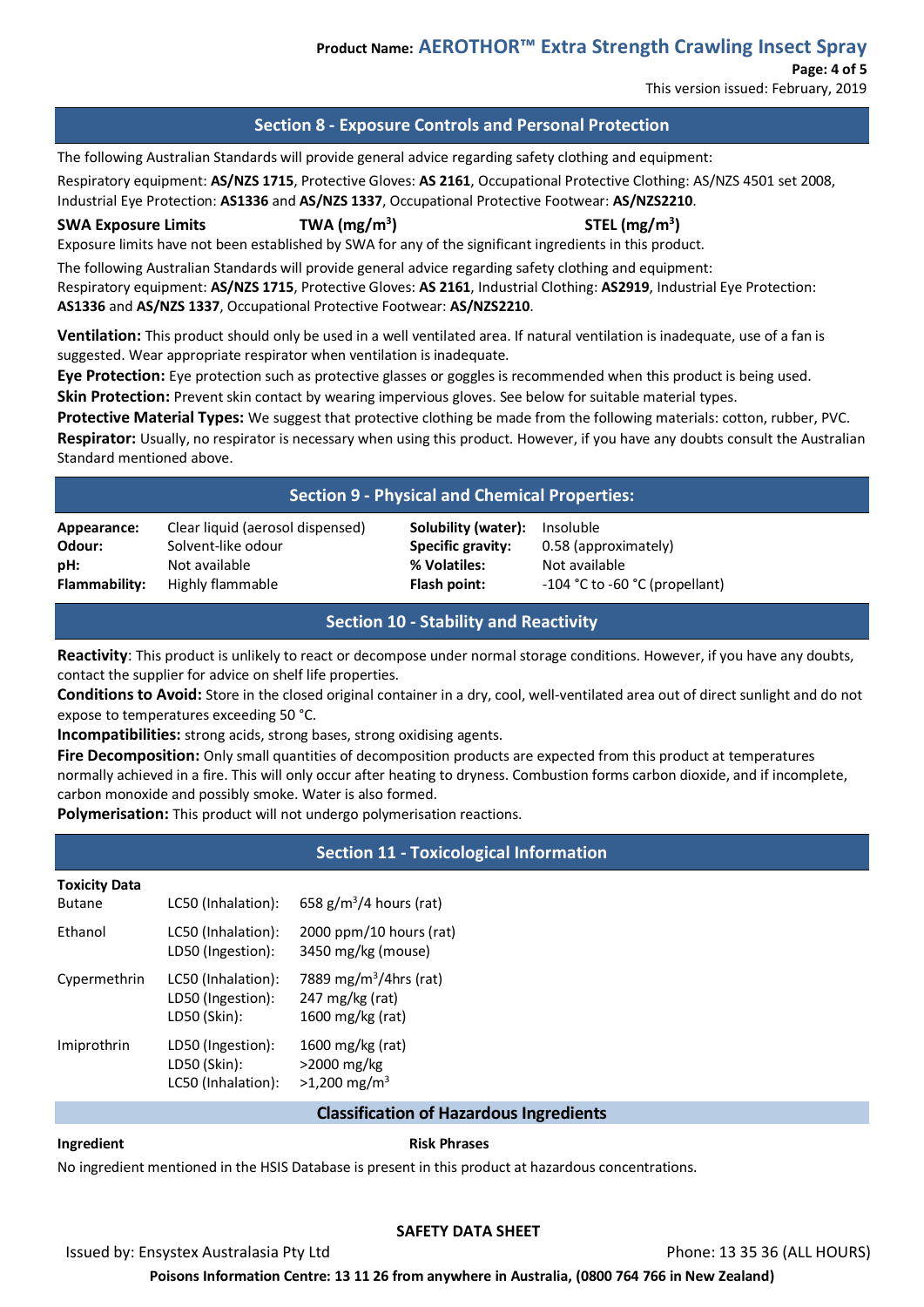## Section 8 - Exposure Controls and Personal Protection

The following Australian Standards will provide general advice regarding safety clothing and equipment:

Respiratory equipment: **AS/NZS 1715**, Protective Gloves: **AS 2161**, Occupational Protective Clothing: AS/NZS 4501 set 2008, Industrial Eye Protection: **AS1336** and **AS/NZS 1337**, Occupational Protective Footwear: **AS/NZS2210**.

| SWA Exposure Limits | TWA (mg/m$^3$) | STEL (mg/m$^3$) |
|---|---|---|

Exposure limits have not been established by SWA for any of the significant ingredients in this product.

The following Australian Standards will provide general advice regarding safety clothing and equipment:
Respiratory equipment: **AS/NZS 1715**, Protective Gloves: **AS 2161**, Industrial Clothing: **AS2919**, Industrial Eye Protection: **AS1336** and **AS/NZS 1337**, Occupational Protective Footwear: **AS/NZS2210**.

**Ventilation:** This product should only be used in a well ventilated area. If natural ventilation is inadequate, use of a fan is suggested. Wear appropriate respirator when ventilation is inadequate.

**Eye Protection:** Eye protection such as protective glasses or goggles is recommended when this product is being used.

**Skin Protection:** Prevent skin contact by wearing impervious gloves. See below for suitable material types.

**Protective Material Types:** We suggest that protective clothing be made from the following materials: cotton, rubber, PVC.

**Respirator:** Usually, no respirator is necessary when using this product. However, if you have any doubts consult the Australian Standard mentioned above.

## Section 9 - Physical and Chemical Properties:

| | | | |
|---|---|---|---|
| **Appearance:** | Clear liquid (aerosol dispensed) | **Solubility (water):** | Insoluble |
| **Odour:** | Solvent-like odour | **Specific gravity:** | 0.58 (approximately) |
| **pH:** | Not available | **% Volatiles:** | Not available |
| **Flammability:** | Highly flammable | **Flash point:** | -104 °C to -60 °C (propellant) |

## Section 10 - Stability and Reactivity

**Reactivity**: This product is unlikely to react or decompose under normal storage conditions. However, if you have any doubts, contact the supplier for advice on shelf life properties.

**Conditions to Avoid:** Store in the closed original container in a dry, cool, well-ventilated area out of direct sunlight and do not expose to temperatures exceeding 50 °C.

**Incompatibilities:** strong acids, strong bases, strong oxidising agents.

**Fire Decomposition:** Only small quantities of decomposition products are expected from this product at temperatures normally achieved in a fire. This will only occur after heating to dryness. Combustion forms carbon dioxide, and if incomplete, carbon monoxide and possibly smoke. Water is also formed.

**Polymerisation:** This product will not undergo polymerisation reactions.

## Section 11 - Toxicological Information

**Toxicity Data**

| | | |
|---|---|---|
| Butane | LC50 (Inhalation): | 658 g/m$^3$/4 hours (rat) |
| Ethanol | LC50 (Inhalation): | 2000 ppm/10 hours (rat) |
| | LD50 (Ingestion): | 3450 mg/kg (mouse) |
| Cypermethrin | LC50 (Inhalation): | 7889 mg/m$^3$/4hrs (rat) |
| | LD50 (Ingestion): | 247 mg/kg (rat) |
| | LD50 (Skin): | 1600 mg/kg (rat) |
| Imiprothrin | LD50 (Ingestion): | 1600 mg/kg (rat) |
| | LD50 (Skin): | >2000 mg/kg |
| | LC50 (Inhalation): | >1,200 mg/m$^3$ |

### Classification of Hazardous Ingredients

| Ingredient | Risk Phrases |
|---|---|

No ingredient mentioned in the HSIS Database is present in this product at hazardous concentrations.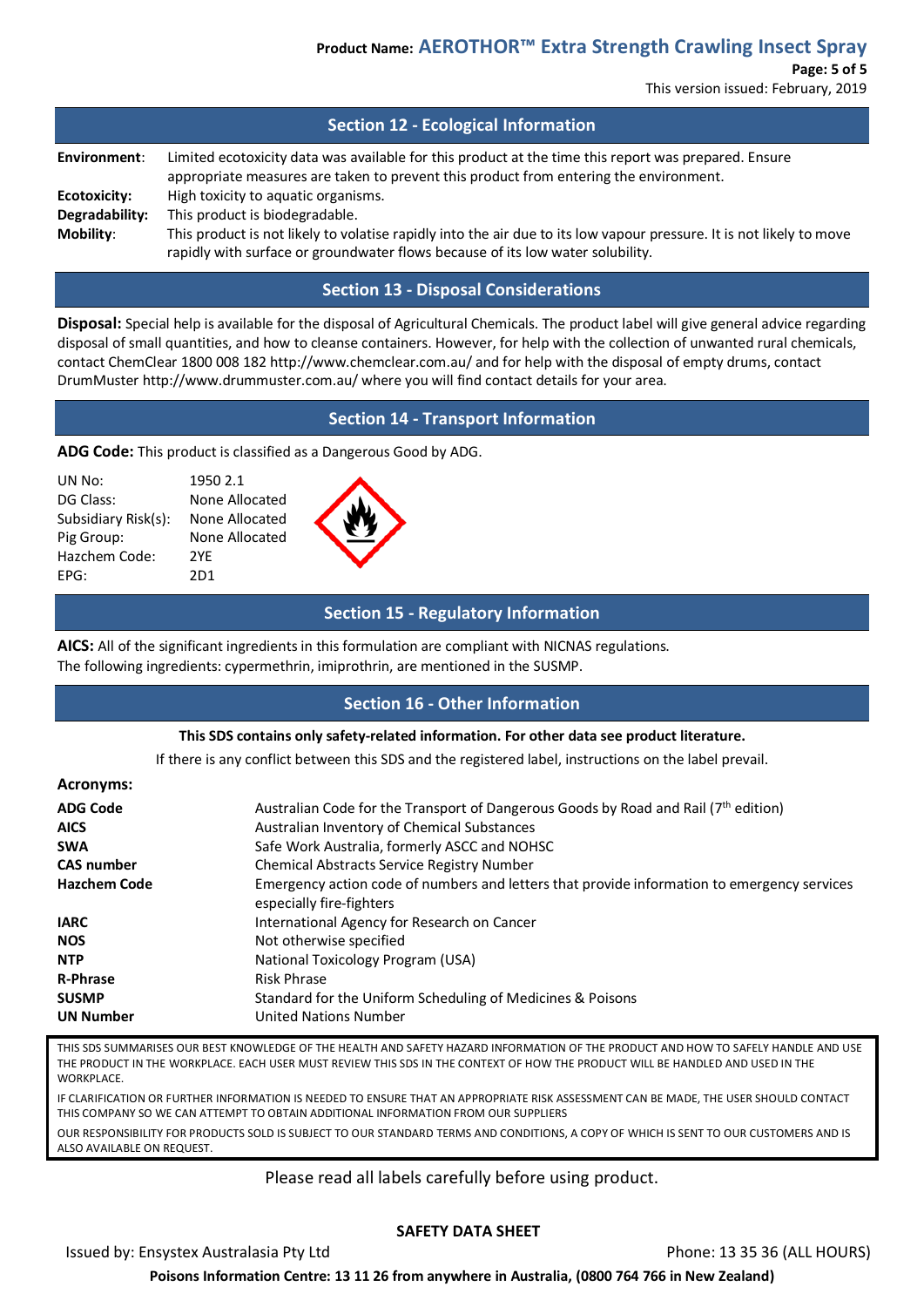## Section 12 - Ecological Information

**Environment**: Limited ecotoxicity data was available for this product at the time this report was prepared. Ensure appropriate measures are taken to prevent this product from entering the environment.

**Ecotoxicity:** High toxicity to aquatic organisms.

**Degradability:** This product is biodegradable.

**Mobility**: This product is not likely to volatise rapidly into the air due to its low vapour pressure. It is not likely to move rapidly with surface or groundwater flows because of its low water solubility.

## Section 13 - Disposal Considerations

**Disposal:** Special help is available for the disposal of Agricultural Chemicals. The product label will give general advice regarding disposal of small quantities, and how to cleanse containers. However, for help with the collection of unwanted rural chemicals, contact ChemClear 1800 008 182 http://www.chemclear.com.au/ and for help with the disposal of empty drums, contact DrumMuster http://www.drummuster.com.au/ where you will find contact details for your area.

## Section 14 - Transport Information

**ADG Code:** This product is classified as a Dangerous Good by ADG.

| | |
|---|---|
| UN No: | 1950 2.1 |
| DG Class: | None Allocated |
| Subsidiary Risk(s): | None Allocated |
| Pig Group: | None Allocated |
| Hazchem Code: | 2YE |
| EPG: | 2D1 |

## Section 15 - Regulatory Information

**AICS:** All of the significant ingredients in this formulation are compliant with NICNAS regulations.
The following ingredients: cypermethrin, imiprothrin, are mentioned in the SUSMP.

## Section 16 - Other Information

**This SDS contains only safety-related information. For other data see product literature.**

If there is any conflict between this SDS and the registered label, instructions on the label prevail.

### Acronyms:

| | |
|---|---|
| **ADG Code** | Australian Code for the Transport of Dangerous Goods by Road and Rail (7th edition) |
| **AICS** | Australian Inventory of Chemical Substances |
| **SWA** | Safe Work Australia, formerly ASCC and NOHSC |
| **CAS number** | Chemical Abstracts Service Registry Number |
| **Hazchem Code** | Emergency action code of numbers and letters that provide information to emergency services especially fire-fighters |
| **IARC** | International Agency for Research on Cancer |
| **NOS** | Not otherwise specified |
| **NTP** | National Toxicology Program (USA) |
| **R-Phrase** | Risk Phrase |
| **SUSMP** | Standard for the Uniform Scheduling of Medicines & Poisons |
| **UN Number** | United Nations Number |

THIS SDS SUMMARISES OUR BEST KNOWLEDGE OF THE HEALTH AND SAFETY HAZARD INFORMATION OF THE PRODUCT AND HOW TO SAFELY HANDLE AND USE THE PRODUCT IN THE WORKPLACE. EACH USER MUST REVIEW THIS SDS IN THE CONTEXT OF HOW THE PRODUCT WILL BE HANDLED AND USED IN THE WORKPLACE.

IF CLARIFICATION OR FURTHER INFORMATION IS NEEDED TO ENSURE THAT AN APPROPRIATE RISK ASSESSMENT CAN BE MADE, THE USER SHOULD CONTACT THIS COMPANY SO WE CAN ATTEMPT TO OBTAIN ADDITIONAL INFORMATION FROM OUR SUPPLIERS

OUR RESPONSIBILITY FOR PRODUCTS SOLD IS SUBJECT TO OUR STANDARD TERMS AND CONDITIONS, A COPY OF WHICH IS SENT TO OUR CUSTOMERS AND IS ALSO AVAILABLE ON REQUEST.

Please read all labels carefully before using product.